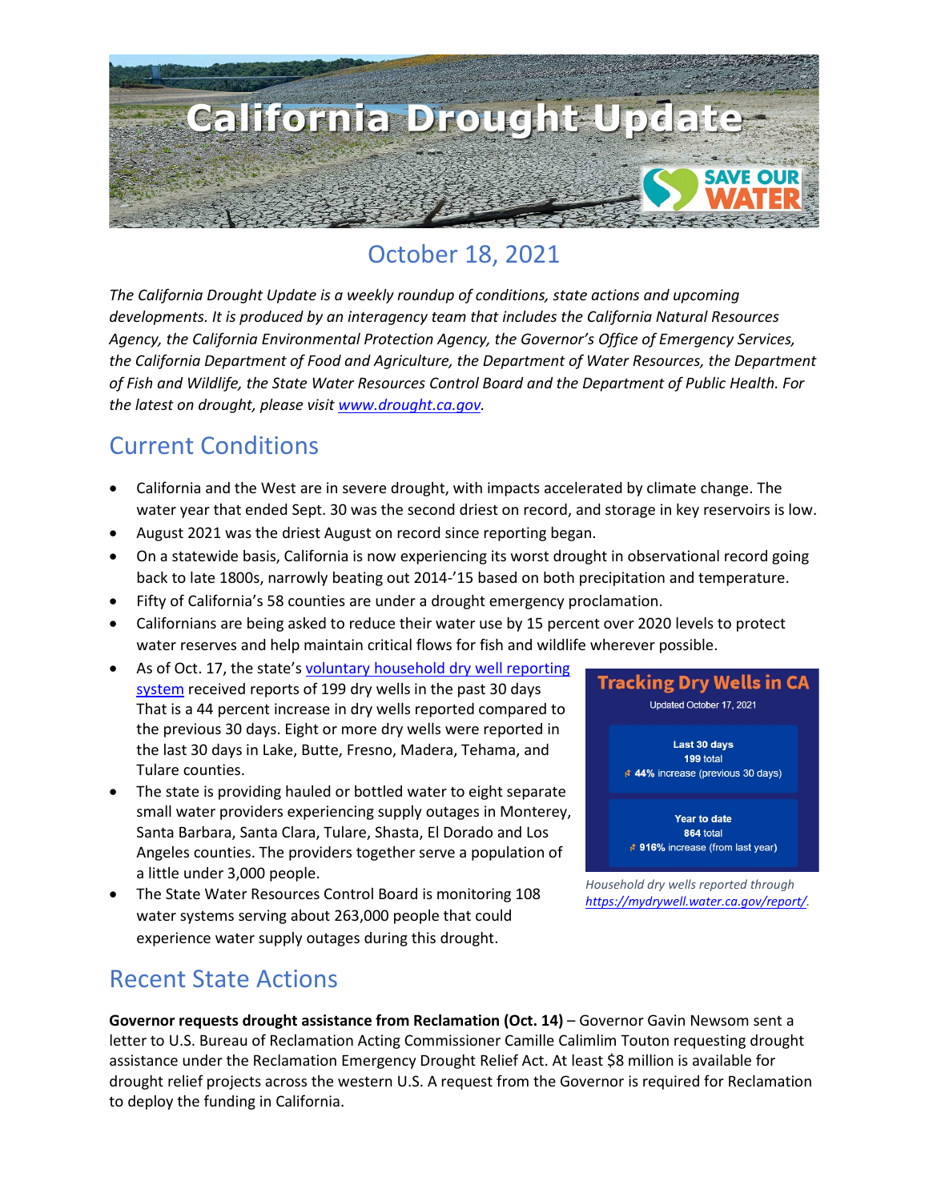# California Drought Update

## October 18, 2021

*The California Drought Update is a weekly roundup of conditions, state actions and upcoming developments. It is produced by an interagency team that includes the California Natural Resources Agency, the California Environmental Protection Agency, the Governor's Office of Emergency Services, the California Department of Food and Agriculture, the Department of Water Resources, the Department of Fish and Wildlife, the State Water Resources Control Board and the Department of Public Health. For the latest on drought, please visit [www.drought.ca.gov](www.drought.ca.gov).*

## Current Conditions

- California and the West are in severe drought, with impacts accelerated by climate change. The water year that ended Sept. 30 was the second driest on record, and storage in key reservoirs is low.
- August 2021 was the driest August on record since reporting began.
- On a statewide basis, California is now experiencing its worst drought in observational record going back to late 1800s, narrowly beating out 2014-'15 based on both precipitation and temperature.
- Fifty of California's 58 counties are under a drought emergency proclamation.
- Californians are being asked to reduce their water use by 15 percent over 2020 levels to protect water reserves and help maintain critical flows for fish and wildlife wherever possible.
- As of Oct. 17, the state's voluntary household dry well reporting system received reports of 199 dry wells in the past 30 days That is a 44 percent increase in dry wells reported compared to the previous 30 days. Eight or more dry wells were reported in the last 30 days in Lake, Butte, Fresno, Madera, Tehama, and Tulare counties.
- The state is providing hauled or bottled water to eight separate small water providers experiencing supply outages in Monterey, Santa Barbara, Santa Clara, Tulare, Shasta, El Dorado and Los Angeles counties. The providers together serve a population of a little under 3,000 people.
- The State Water Resources Control Board is monitoring 108 water systems serving about 263,000 people that could experience water supply outages during this drought.

**Tracking Dry Wells in CA**

Updated October 17, 2021

**Last 30 days**
**199** total
**44%** increase (previous 30 days)

**Year to date**
**864** total
**916%** increase (from last year)

*Household dry wells reported through [https://mydrywell.water.ca.gov/report/](https://mydrywell.water.ca.gov/report/).*

## Recent State Actions

**Governor requests drought assistance from Reclamation (Oct. 14)** – Governor Gavin Newsom sent a letter to U.S. Bureau of Reclamation Acting Commissioner Camille Calimlim Touton requesting drought assistance under the Reclamation Emergency Drought Relief Act. At least $8 million is available for drought relief projects across the western U.S. A request from the Governor is required for Reclamation to deploy the funding in California.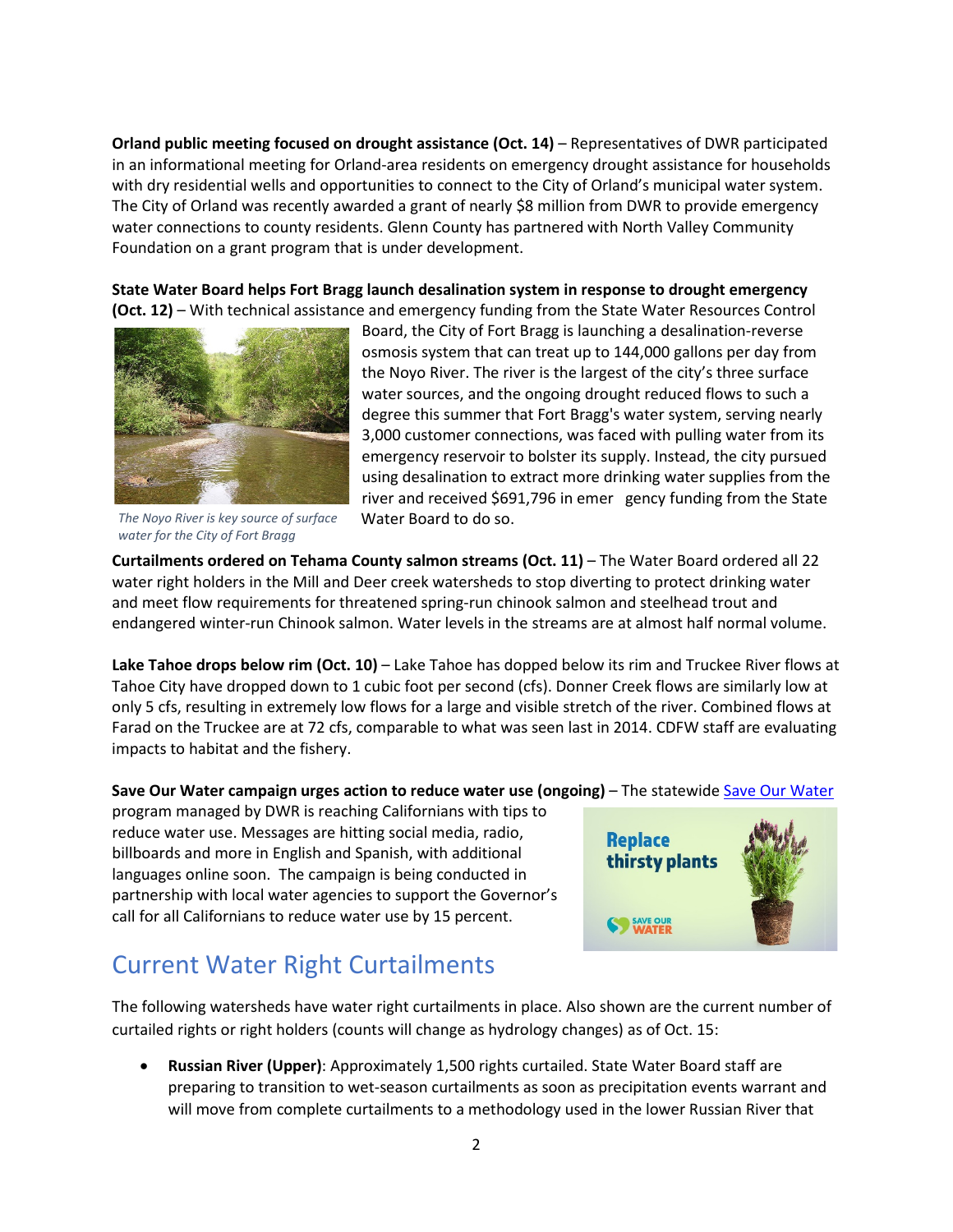**Orland public meeting focused on drought assistance (Oct. 14)** – Representatives of DWR participated in an informational meeting for Orland-area residents on emergency drought assistance for households with dry residential wells and opportunities to connect to the City of Orland's municipal water system. The City of Orland was recently awarded a grant of nearly $8 million from DWR to provide emergency water connections to county residents. Glenn County has partnered with North Valley Community Foundation on a grant program that is under development.

**State Water Board helps Fort Bragg launch desalination system in response to drought emergency (Oct. 12)** – With technical assistance and emergency funding from the State Water Resources Control Board, the City of Fort Bragg is launching a desalination-reverse osmosis system that can treat up to 144,000 gallons per day from the Noyo River. The river is the largest of the city's three surface water sources, and the ongoing drought reduced flows to such a degree this summer that Fort Bragg's water system, serving nearly 3,000 customer connections, was faced with pulling water from its emergency reservoir to bolster its supply. Instead, the city pursued using desalination to extract more drinking water supplies from the river and received $691,796 in emer gency funding from the State Water Board to do so.

*The Noyo River is key source of surface water for the City of Fort Bragg*

**Curtailments ordered on Tehama County salmon streams (Oct. 11)** – The Water Board ordered all 22 water right holders in the Mill and Deer creek watersheds to stop diverting to protect drinking water and meet flow requirements for threatened spring-run chinook salmon and steelhead trout and endangered winter-run Chinook salmon. Water levels in the streams are at almost half normal volume.

**Lake Tahoe drops below rim (Oct. 10)** – Lake Tahoe has dopped below its rim and Truckee River flows at Tahoe City have dropped down to 1 cubic foot per second (cfs). Donner Creek flows are similarly low at only 5 cfs, resulting in extremely low flows for a large and visible stretch of the river. Combined flows at Farad on the Truckee are at 72 cfs, comparable to what was seen last in 2014. CDFW staff are evaluating impacts to habitat and the fishery.

**Save Our Water campaign urges action to reduce water use (ongoing)** – The statewide Save Our Water program managed by DWR is reaching Californians with tips to reduce water use. Messages are hitting social media, radio, billboards and more in English and Spanish, with additional languages online soon. The campaign is being conducted in partnership with local water agencies to support the Governor's call for all Californians to reduce water use by 15 percent.

## Current Water Right Curtailments

The following watersheds have water right curtailments in place. Also shown are the current number of curtailed rights or right holders (counts will change as hydrology changes) as of Oct. 15:

- **Russian River (Upper)**: Approximately 1,500 rights curtailed. State Water Board staff are preparing to transition to wet-season curtailments as soon as precipitation events warrant and will move from complete curtailments to a methodology used in the lower Russian River that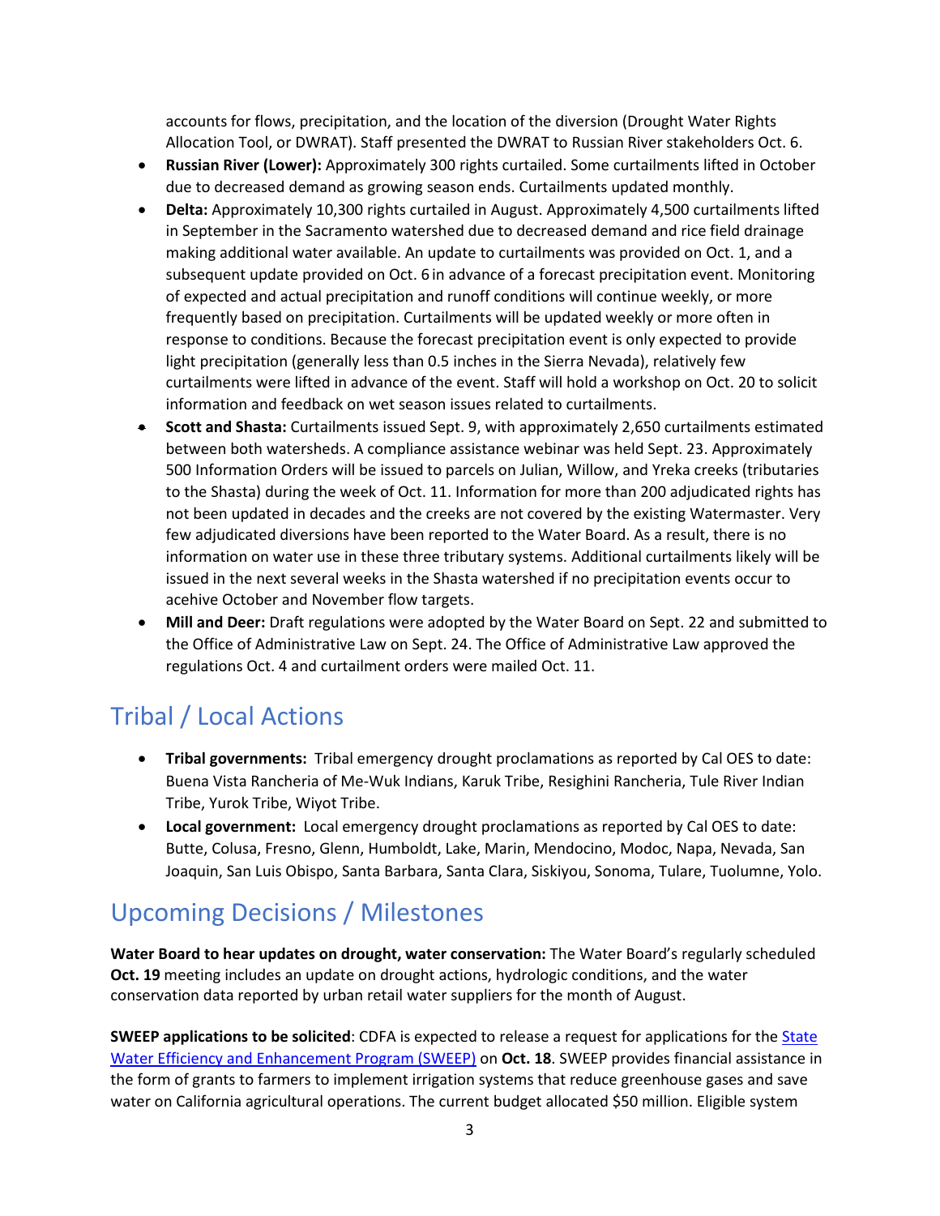accounts for flows, precipitation, and the location of the diversion (Drought Water Rights Allocation Tool, or DWRAT). Staff presented the DWRAT to Russian River stakeholders Oct. 6.

- **Russian River (Lower):** Approximately 300 rights curtailed. Some curtailments lifted in October due to decreased demand as growing season ends. Curtailments updated monthly.
- **Delta:** Approximately 10,300 rights curtailed in August. Approximately 4,500 curtailments lifted in September in the Sacramento watershed due to decreased demand and rice field drainage making additional water available. An update to curtailments was provided on Oct. 1, and a subsequent update provided on Oct. 6 in advance of a forecast precipitation event. Monitoring of expected and actual precipitation and runoff conditions will continue weekly, or more frequently based on precipitation. Curtailments will be updated weekly or more often in response to conditions. Because the forecast precipitation event is only expected to provide light precipitation (generally less than 0.5 inches in the Sierra Nevada), relatively few curtailments were lifted in advance of the event. Staff will hold a workshop on Oct. 20 to solicit information and feedback on wet season issues related to curtailments.
- **Scott and Shasta:** Curtailments issued Sept. 9, with approximately 2,650 curtailments estimated between both watersheds. A compliance assistance webinar was held Sept. 23. Approximately 500 Information Orders will be issued to parcels on Julian, Willow, and Yreka creeks (tributaries to the Shasta) during the week of Oct. 11. Information for more than 200 adjudicated rights has not been updated in decades and the creeks are not covered by the existing Watermaster. Very few adjudicated diversions have been reported to the Water Board. As a result, there is no information on water use in these three tributary systems. Additional curtailments likely will be issued in the next several weeks in the Shasta watershed if no precipitation events occur to acehive October and November flow targets.
- **Mill and Deer:** Draft regulations were adopted by the Water Board on Sept. 22 and submitted to the Office of Administrative Law on Sept. 24. The Office of Administrative Law approved the regulations Oct. 4 and curtailment orders were mailed Oct. 11.

## Tribal / Local Actions

- **Tribal governments:** Tribal emergency drought proclamations as reported by Cal OES to date: Buena Vista Rancheria of Me-Wuk Indians, Karuk Tribe, Resighini Rancheria, Tule River Indian Tribe, Yurok Tribe, Wiyot Tribe.
- **Local government:** Local emergency drought proclamations as reported by Cal OES to date: Butte, Colusa, Fresno, Glenn, Humboldt, Lake, Marin, Mendocino, Modoc, Napa, Nevada, San Joaquin, San Luis Obispo, Santa Barbara, Santa Clara, Siskiyou, Sonoma, Tulare, Tuolumne, Yolo.

## Upcoming Decisions / Milestones

**Water Board to hear updates on drought, water conservation:** The Water Board's regularly scheduled **Oct. 19** meeting includes an update on drought actions, hydrologic conditions, and the water conservation data reported by urban retail water suppliers for the month of August.

**SWEEP applications to be solicited**: CDFA is expected to release a request for applications for the State Water Efficiency and Enhancement Program (SWEEP) on **Oct. 18**. SWEEP provides financial assistance in the form of grants to farmers to implement irrigation systems that reduce greenhouse gases and save water on California agricultural operations. The current budget allocated $50 million. Eligible system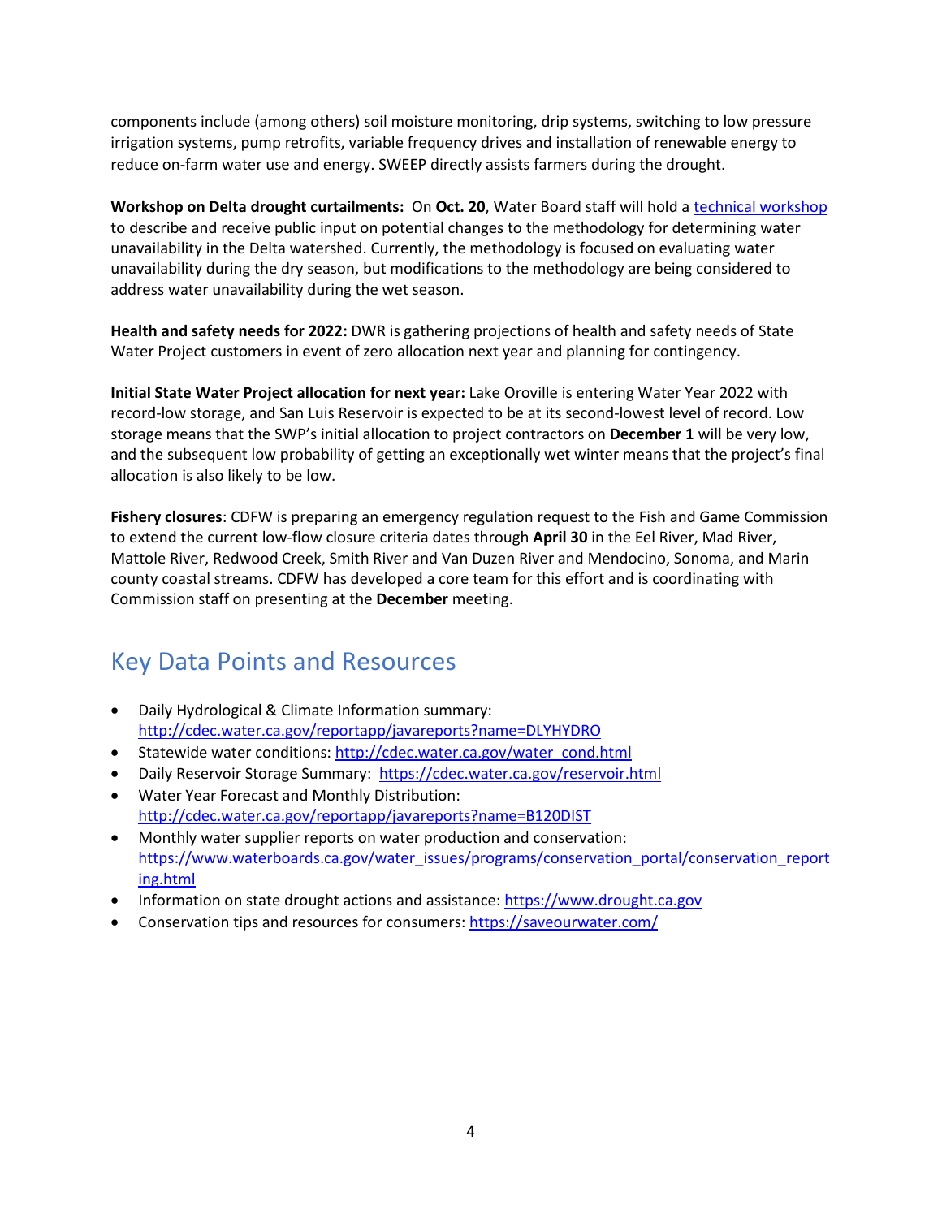components include (among others) soil moisture monitoring, drip systems, switching to low pressure irrigation systems, pump retrofits, variable frequency drives and installation of renewable energy to reduce on-farm water use and energy. SWEEP directly assists farmers during the drought.

**Workshop on Delta drought curtailments:** On **Oct. 20**, Water Board staff will hold a [technical workshop](technical workshop) to describe and receive public input on potential changes to the methodology for determining water unavailability in the Delta watershed. Currently, the methodology is focused on evaluating water unavailability during the dry season, but modifications to the methodology are being considered to address water unavailability during the wet season.

**Health and safety needs for 2022:** DWR is gathering projections of health and safety needs of State Water Project customers in event of zero allocation next year and planning for contingency.

**Initial State Water Project allocation for next year:** Lake Oroville is entering Water Year 2022 with record-low storage, and San Luis Reservoir is expected to be at its second-lowest level of record. Low storage means that the SWP's initial allocation to project contractors on **December 1** will be very low, and the subsequent low probability of getting an exceptionally wet winter means that the project's final allocation is also likely to be low.

**Fishery closures**: CDFW is preparing an emergency regulation request to the Fish and Game Commission to extend the current low-flow closure criteria dates through **April 30** in the Eel River, Mad River, Mattole River, Redwood Creek, Smith River and Van Duzen River and Mendocino, Sonoma, and Marin county coastal streams. CDFW has developed a core team for this effort and is coordinating with Commission staff on presenting at the **December** meeting.

## Key Data Points and Resources

- Daily Hydrological & Climate Information summary: http://cdec.water.ca.gov/reportapp/javareports?name=DLYHYDRO
- Statewide water conditions: http://cdec.water.ca.gov/water_cond.html
- Daily Reservoir Storage Summary: https://cdec.water.ca.gov/reservoir.html
- Water Year Forecast and Monthly Distribution: http://cdec.water.ca.gov/reportapp/javareports?name=B120DIST
- Monthly water supplier reports on water production and conservation: https://www.waterboards.ca.gov/water_issues/programs/conservation_portal/conservation_reporting.html
- Information on state drought actions and assistance: https://www.drought.ca.gov
- Conservation tips and resources for consumers: https://saveourwater.com/